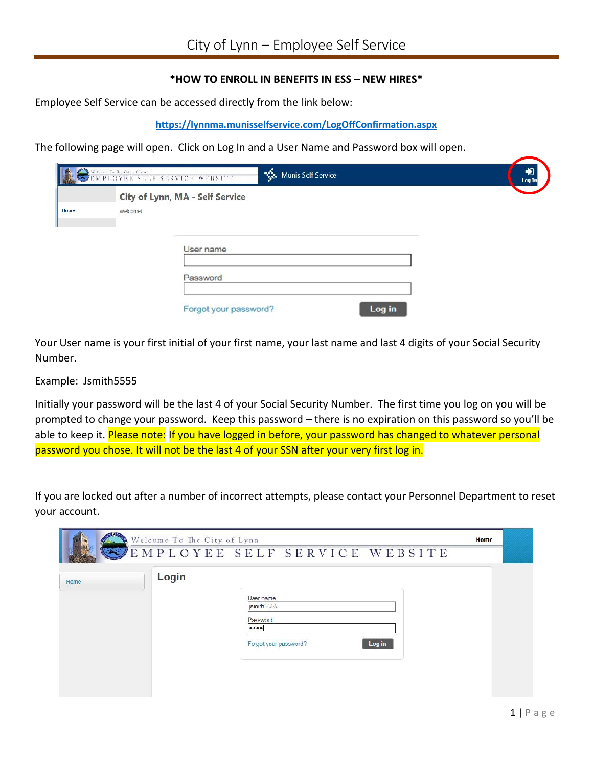**\*HOW TO ENROLL IN BENEFITS IN ESS – NEW HIRES\***

Employee Self Service can be accessed directly from the link below:

**https://lynnma.munisselfservice.com/LogOffConfirmation.aspx**

The following page will open. Click on Log In and a User Name and Password box will open.

Your User name is your first initial of your first name, your last name and last 4 digits of your Social Security Number.

Example: Jsmith5555

Initially your password will be the last 4 of your Social Security Number. The first time you log on you will be prompted to change your password. Keep this password – there is no expiration on this password so you'll be able to keep it. Please note: If you have logged in before, your password has changed to whatever personal password you chose. It will not be the last 4 of your SSN after your very first log in.

If you are locked out after a number of incorrect attempts, please contact your Personnel Department to reset your account.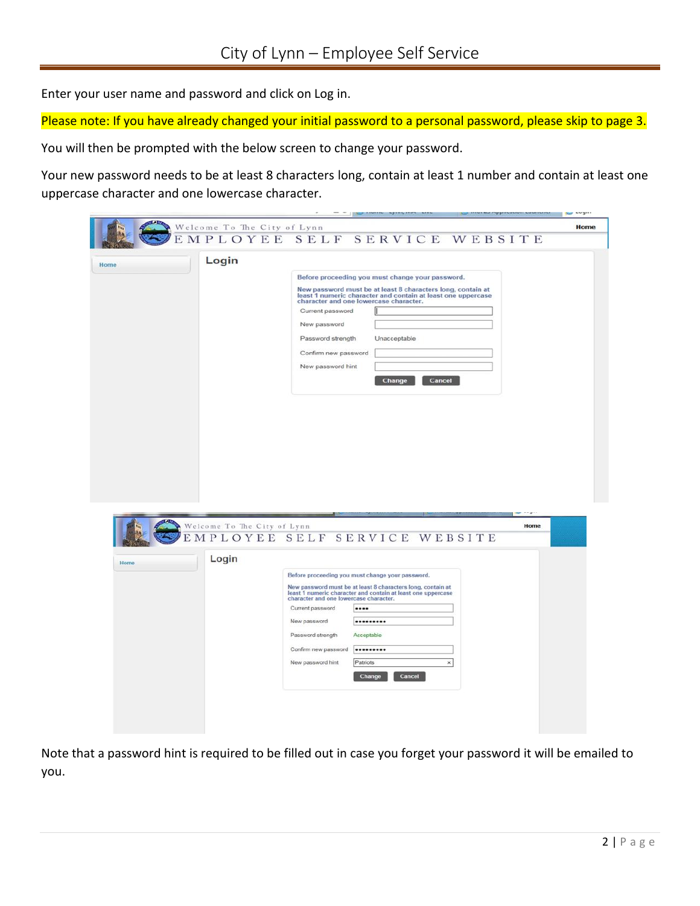Enter your user name and password and click on Log in.

Please note: If you have already changed your initial password to a personal password, please skip to page 3.

You will then be prompted with the below screen to change your password.

Your new password needs to be at least 8 characters long, contain at least 1 number and contain at least one uppercase character and one lowercase character.

Note that a password hint is required to be filled out in case you forget your password it will be emailed to you.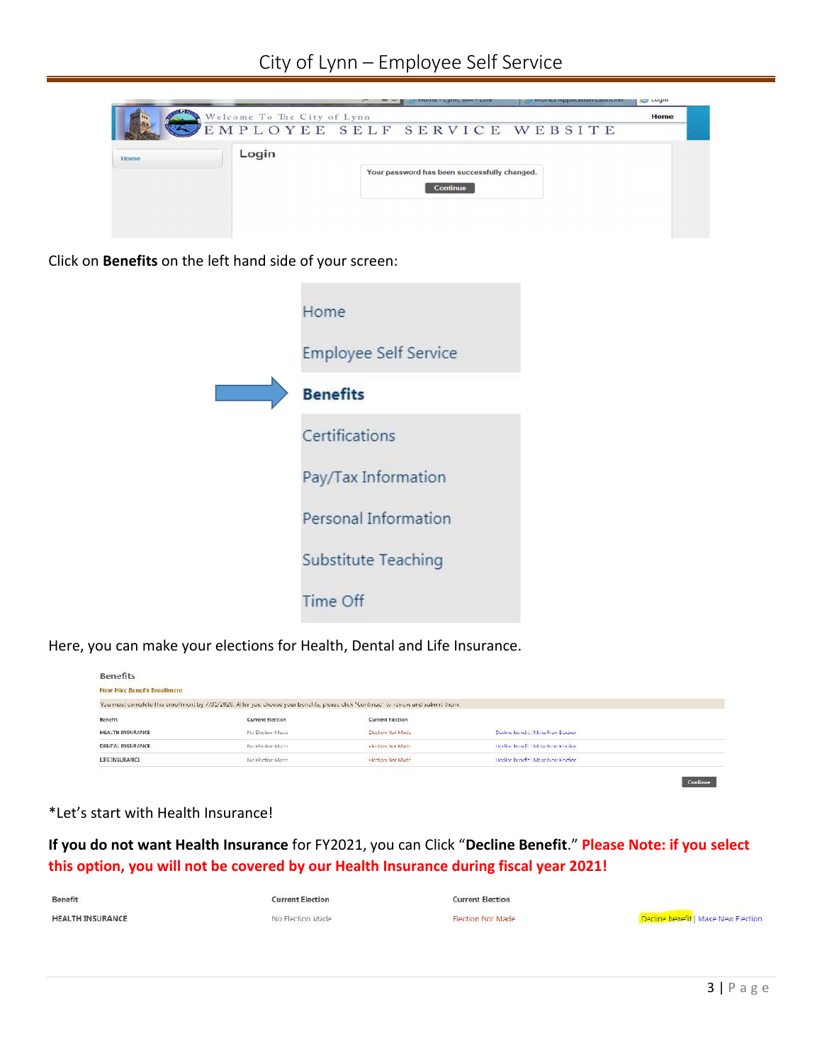Click on **Benefits** on the left hand side of your screen:

Here, you can make your elections for Health, Dental and Life Insurance.

| Benefit | Current Election | Current Election | |
|---|---|---|---|
| HEALTH INSURANCE | No Election Made | Election Not Made | Decline benefit \| Make New Election |
| DENTAL INSURANCE | No Election Made | Election Not Made | Decline benefit \| Make New Election |
| LIFE INSURANCE | No Election Made | Election Not Made | Decline benefit \| Make New Election |

*Let's start with Health Insurance!

**If you do not want Health Insurance** for FY2021, you can Click "**Decline Benefit**." **Please Note: if you select this option, you will not be covered by our Health Insurance during fiscal year 2021!**

| Benefit | Current Election | Current Election | |
|---|---|---|---|
| HEALTH INSURANCE | No Election Made | Election Not Made | Decline benefit \| Make New Election |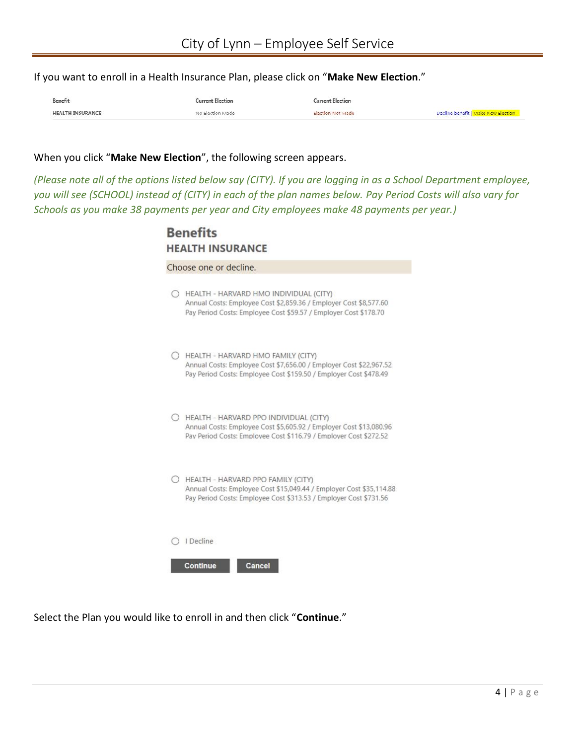If you want to enroll in a Health Insurance Plan, please click on "**Make New Election**."

| Benefit | Current Election | Current Election | |
|---|---|---|---|
| HEALTH INSURANCE | No Election Made | Election Not Made | Decline benefit \| Make New Election |

When you click "**Make New Election**", the following screen appears.

*(Please note all of the options listed below say (CITY). If you are logging in as a School Department employee, you will see (SCHOOL) instead of (CITY) in each of the plan names below. Pay Period Costs will also vary for Schools as you make 38 payments per year and City employees make 48 payments per year.)*

## Benefits

### HEALTH INSURANCE

Choose one or decline.

- ○ HEALTH - HARVARD HMO INDIVIDUAL (CITY)
  Annual Costs: Employee Cost $2,859.36 / Employer Cost $8,577.60
  Pay Period Costs: Employee Cost $59.57 / Employer Cost $178.70

- ○ HEALTH - HARVARD HMO FAMILY (CITY)
  Annual Costs: Employee Cost $7,656.00 / Employer Cost $22,967.52
  Pay Period Costs: Employee Cost $159.50 / Employer Cost $478.49

- ○ HEALTH - HARVARD PPO INDIVIDUAL (CITY)
  Annual Costs: Employee Cost $5,605.92 / Employer Cost $13,080.96
  Pay Period Costs: Employee Cost $116.79 / Employer Cost $272.52

- ○ HEALTH - HARVARD PPO FAMILY (CITY)
  Annual Costs: Employee Cost $15,049.44 / Employer Cost $35,114.88
  Pay Period Costs: Employee Cost $313.53 / Employer Cost $731.56

- ○ I Decline

Continue | Cancel

Select the Plan you would like to enroll in and then click "**Continue**."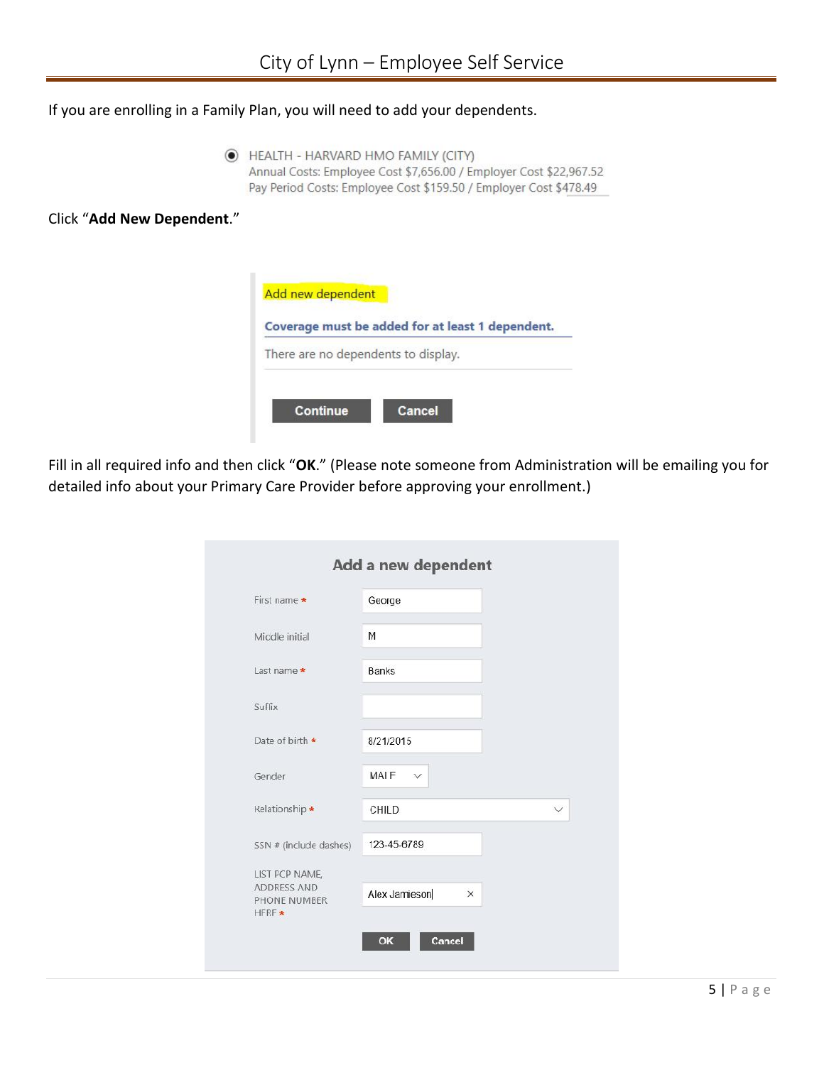If you are enrolling in a Family Plan, you will need to add your dependents.

HEALTH - HARVARD HMO FAMILY (CITY)
Annual Costs: Employee Cost $7,656.00 / Employer Cost $22,967.52
Pay Period Costs: Employee Cost $159.50 / Employer Cost $478.49

Click "**Add New Dependent**."

Add new dependent

**Coverage must be added for at least 1 dependent.**

There are no dependents to display.

Continue | Cancel

Fill in all required info and then click "**OK**." (Please note someone from Administration will be emailing you for detailed info about your Primary Care Provider before approving your enrollment.)

**Add a new dependent**

| Field | Value |
|---|---|
| First name * | George |
| Middle initial | M |
| Last name * | Banks |
| Suffix | |
| Date of birth * | 8/21/2015 |
| Gender | MALE |
| Relationship * | CHILD |
| SSN # (include dashes) | 123-45-6789 |
| LIST PCP NAME, ADDRESS AND PHONE NUMBER HERE * | Alex Jamieson |

OK | Cancel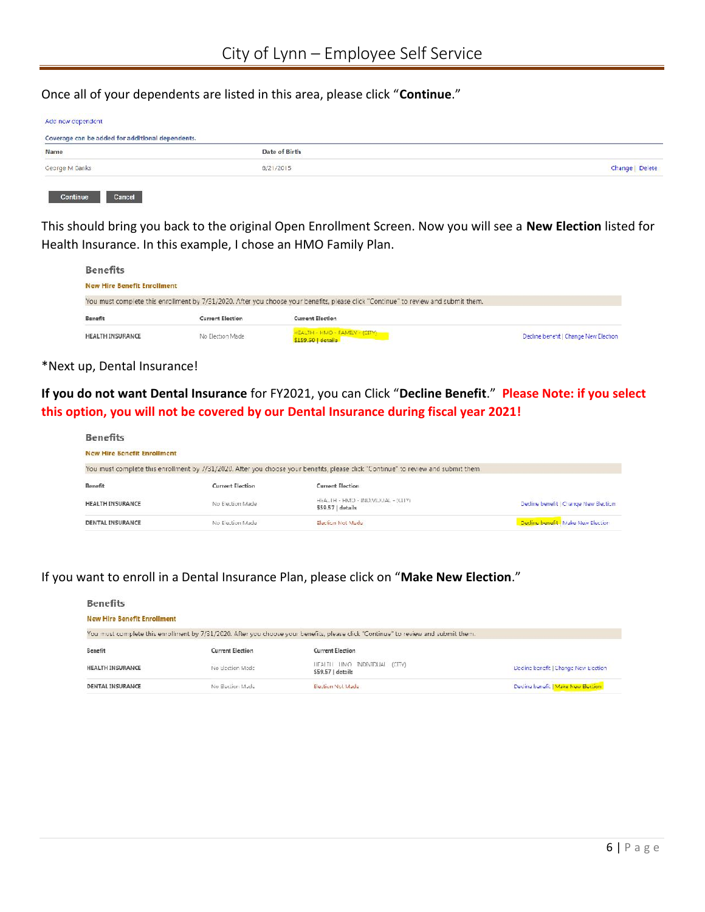Once all of your dependents are listed in this area, please click "**Continue**."

Add new dependent

Coverage can be added for additional dependents.

| Name | Date of Birth | |
|---|---|---|
| George M Banks | 8/21/2015 | Change \| Delete |

Continue   Cancel

This should bring you back to the original Open Enrollment Screen. Now you will see a **New Election** listed for Health Insurance. In this example, I chose an HMO Family Plan.

**Benefits**

**New Hire Benefit Enrollment**

You must complete this enrollment by 7/31/2020. After you choose your benefits, please click "Continue" to review and submit them.

| Benefit | Current Election | Current Election | |
|---|---|---|---|
| HEALTH INSURANCE | No Election Made | HEALTH - HMO - FAMILY - (CITY) $159.50 \| details | Decline benefit \| Change New Election |

*Next up, Dental Insurance!

**If you do not want Dental Insurance** for FY2021, you can Click "**Decline Benefit**." **Please Note: if you select this option, you will not be covered by our Dental Insurance during fiscal year 2021!**

**Benefits**

**New Hire Benefit Enrollment**

You must complete this enrollment by 7/31/2020. After you choose your benefits, please click "Continue" to review and submit them.

| Benefit | Current Election | Current Election | |
|---|---|---|---|
| HEALTH INSURANCE | No Election Made | HEALTH - HMO - INDIVIDUAL - (CITY) $59.57 \| details | Decline benefit \| Change New Election |
| DENTAL INSURANCE | No Election Made | Election Not Made | Decline benefit \| Make New Election |

If you want to enroll in a Dental Insurance Plan, please click on "**Make New Election**."

**Benefits**

**New Hire Benefit Enrollment**

You must complete this enrollment by 7/31/2020. After you choose your benefits, please click "Continue" to review and submit them.

| Benefit | Current Election | Current Election | |
|---|---|---|---|
| HEALTH INSURANCE | No Election Made | HEALTH - HMO - INDIVIDUAL - (CITY) $59.57 \| details | Decline benefit \| Change New Election |
| DENTAL INSURANCE | No Election Made | Election Not Made | Decline benefit \| Make New Election |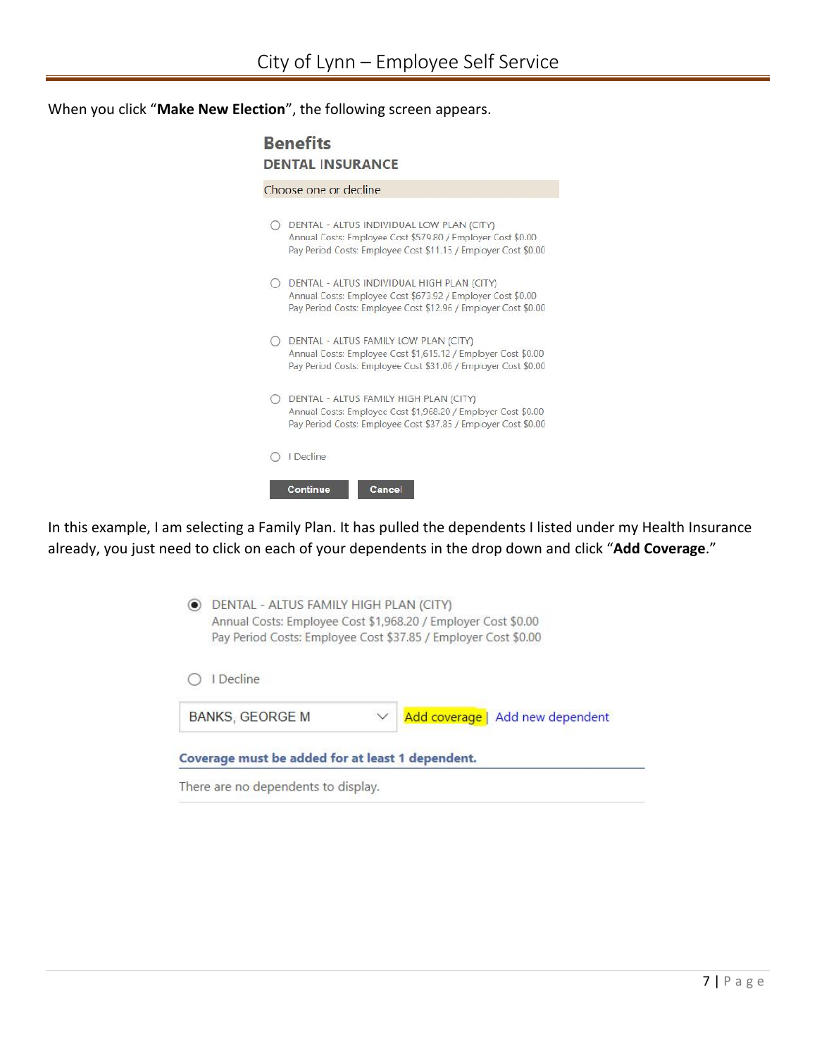When you click "**Make New Election**", the following screen appears.

**Benefits**

**DENTAL INSURANCE**

Choose one or decline

- DENTAL - ALTUS INDIVIDUAL LOW PLAN (CITY)
  Annual Costs: Employee Cost $579.80 / Employer Cost $0.00
  Pay Period Costs: Employee Cost $11.15 / Employer Cost $0.00
- DENTAL - ALTUS INDIVIDUAL HIGH PLAN (CITY)
  Annual Costs: Employee Cost $673.92 / Employer Cost $0.00
  Pay Period Costs: Employee Cost $12.96 / Employer Cost $0.00
- DENTAL - ALTUS FAMILY LOW PLAN (CITY)
  Annual Costs: Employee Cost $1,615.12 / Employer Cost $0.00
  Pay Period Costs: Employee Cost $31.06 / Employer Cost $0.00
- DENTAL - ALTUS FAMILY HIGH PLAN (CITY)
  Annual Costs: Employee Cost $1,968.20 / Employer Cost $0.00
  Pay Period Costs: Employee Cost $37.85 / Employer Cost $0.00
- I Decline

Continue | Cancel

In this example, I am selecting a Family Plan. It has pulled the dependents I listed under my Health Insurance already, you just need to click on each of your dependents in the drop down and click "**Add Coverage**."

- (selected) DENTAL - ALTUS FAMILY HIGH PLAN (CITY)
  Annual Costs: Employee Cost $1,968.20 / Employer Cost $0.00
  Pay Period Costs: Employee Cost $37.85 / Employer Cost $0.00
- I Decline

BANKS, GEORGE M | Add coverage | Add new dependent

**Coverage must be added for at least 1 dependent.**

There are no dependents to display.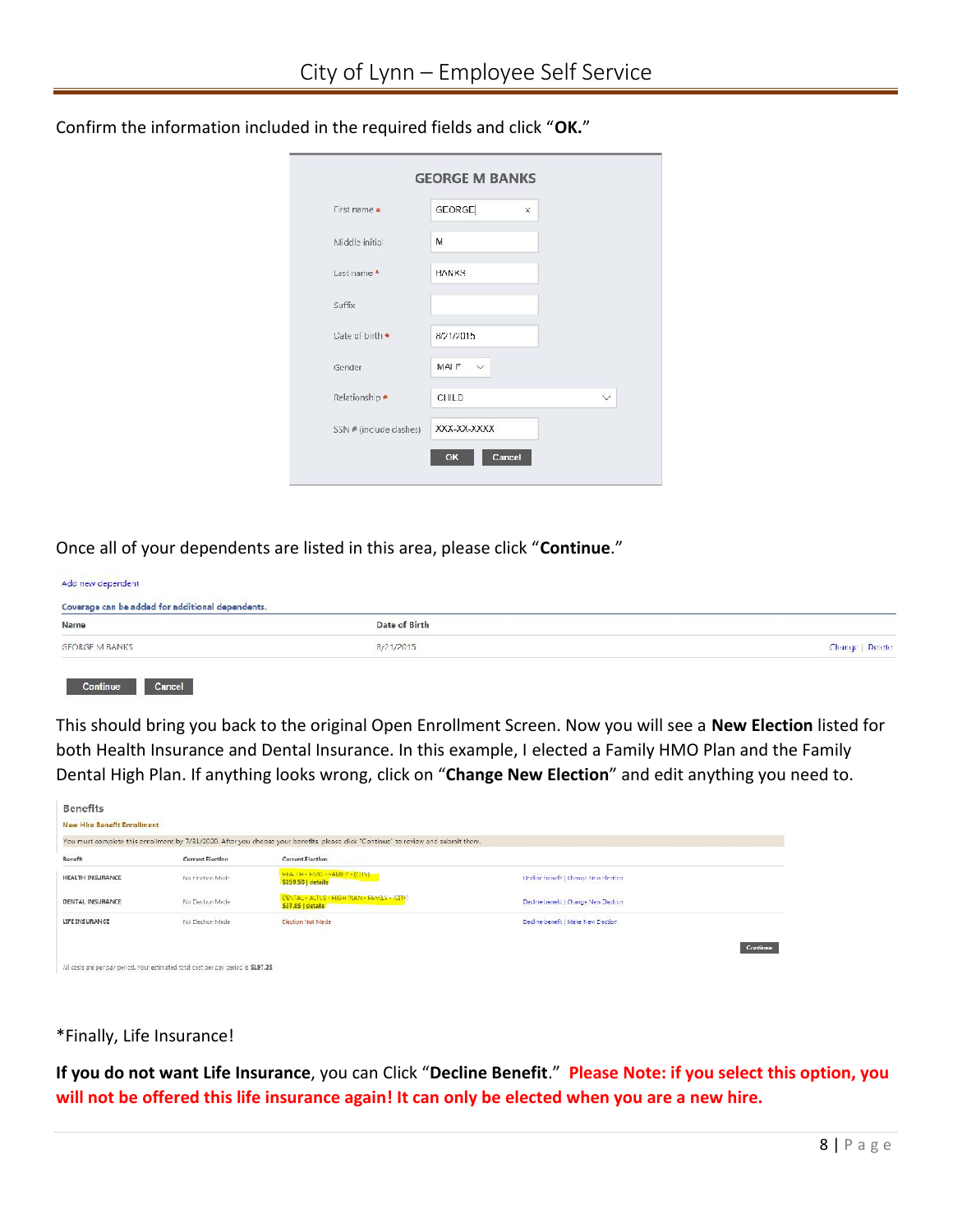Confirm the information included in the required fields and click "**OK.**"

**GEORGE M BANKS**

| Field | Value |
|---|---|
| First name * | GEORGE |
| Middle initial | M |
| Last name * | BANKS |
| Suffix | |
| Date of birth * | 8/21/2015 |
| Gender | MALE |
| Relationship * | CHILD |
| SSN # (include dashes) | XXX-XX-XXXX |

OK | Cancel

Once all of your dependents are listed in this area, please click "**Continue**."

Add new dependent

**Coverage can be added for additional dependents.**

| Name | Date of Birth | |
|---|---|---|
| GEORGE M BANKS | 8/21/2015 | Change \| Delete |

Continue | Cancel

This should bring you back to the original Open Enrollment Screen. Now you will see a **New Election** listed for both Health Insurance and Dental Insurance. In this example, I elected a Family HMO Plan and the Family Dental High Plan. If anything looks wrong, click on "**Change New Election**" and edit anything you need to.

**Benefits**

**New Hire Benefit Enrollment**

You must complete this enrollment by 7/31/2020. After you choose your benefits, please click "Continue" to review and submit them.

| Benefit | Current Election | Current Election | |
|---|---|---|---|
| HEALTH INSURANCE | No Election Made | HEALTH - HMO - FAMILY - (CITY) $159.50 \| details | Decline benefit \| Change New Election |
| DENTAL INSURANCE | No Election Made | DENTAL - ALTUS - HIGH PLAN - FAMILY - (CITY) $37.45 \| details | Decline benefit \| Change New Election |
| LIFE INSURANCE | No Election Made | Election Not Made | Decline benefit \| Make New Election |

Continue

All costs are per pay period. Your estimated total cost per pay period is $197.35

*Finally, Life Insurance!

**If you do not want Life Insurance**, you can Click "**Decline Benefit**." **Please Note: if you select this option, you will not be offered this life insurance again! It can only be elected when you are a new hire.**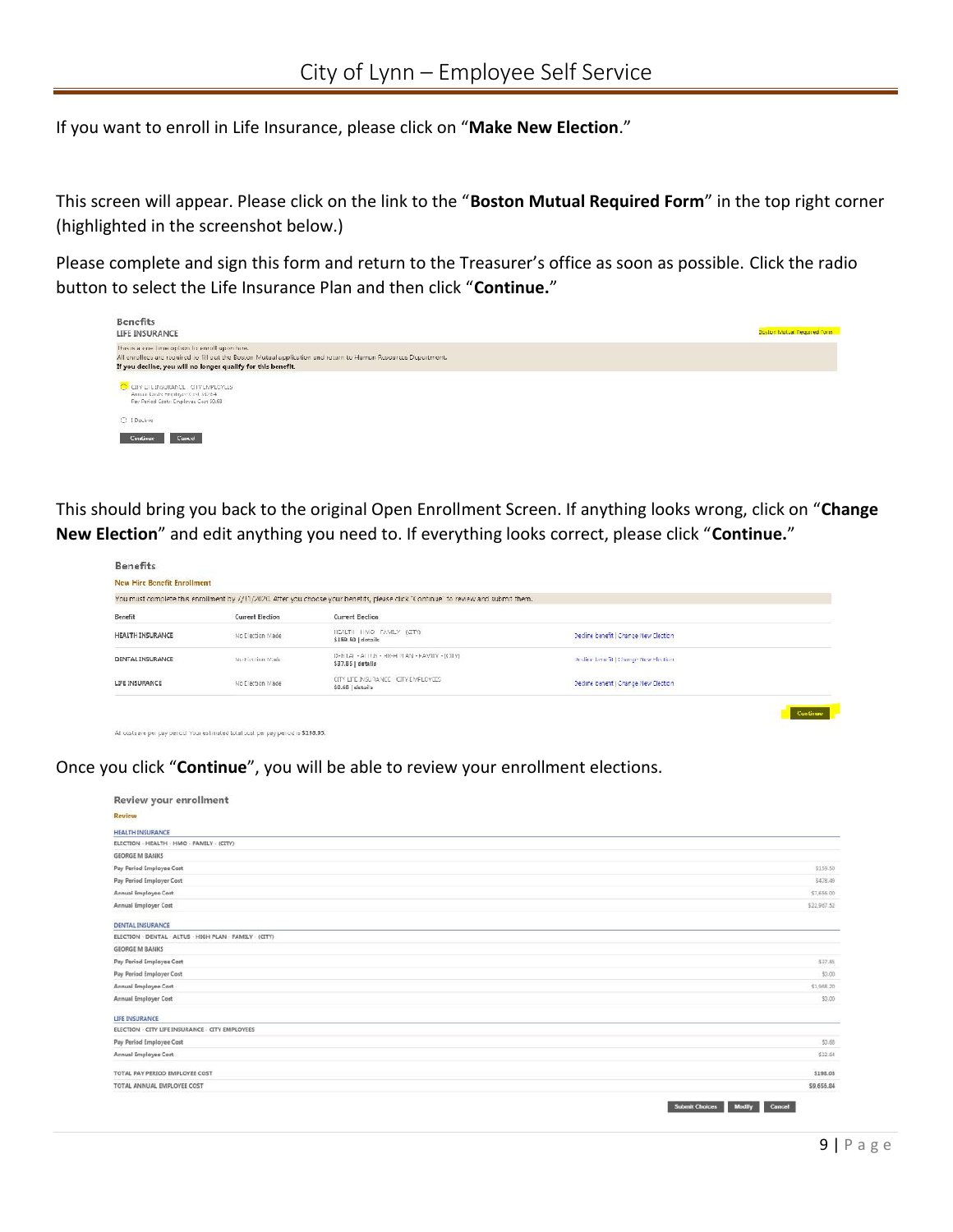If you want to enroll in Life Insurance, please click on "**Make New Election**."

This screen will appear. Please click on the link to the "**Boston Mutual Required Form**" in the top right corner (highlighted in the screenshot below.)

Please complete and sign this form and return to the Treasurer's office as soon as possible. Click the radio button to select the Life Insurance Plan and then click "**Continue.**"

**Benefits**
LIFE INSURANCE

Boston Mutual Required Form

This is a one time option to enroll upon hire.
All enrollees are required to fill out the Boston Mutual application and return to Human Resources Department.
**If you decline, you will no longer qualify for this benefit.**

CITY LIFE INSURANCE - CITY EMPLOYEES
Annual Costs: Employee Cost $32.64
Pay Period Costs: Employee Cost $0.68

I Decline

Continue | Cancel

This should bring you back to the original Open Enrollment Screen. If anything looks wrong, click on "**Change New Election**" and edit anything you need to. If everything looks correct, please click "**Continue.**"

**Benefits**
New Hire Benefit Enrollment

You must complete this enrollment by 7/11/2020. After you choose your benefits, please click "Continue" to review and submit them.

| Benefit | Current Election | Current Election | |
|---|---|---|---|
| HEALTH INSURANCE | No Election Made | HEALTH - HMO - FAMILY - (CITY) $159.50 \| details | Decline Benefit \| Change New Election |
| DENTAL INSURANCE | No Election Made | DENTAL - ALTUS - HIGH PLAN - FAMILY - (CITY) $37.85 \| details | Decline Benefit \| Change New Election |
| LIFE INSURANCE | No Election Made | CITY LIFE INSURANCE - CITY EMPLOYEES $0.68 \| details | Decline Benefit \| Change New Election |

Continue

All costs are per pay period. Your estimated total cost per pay period is $198.03.

Once you click "**Continue**", you will be able to review your enrollment elections.

**Review your enrollment**

Review

| HEALTH INSURANCE | |
|---|---|
| ELECTION - HEALTH - HMO - FAMILY - (CITY) | |
| GEORGE M BANKS | |
| Pay Period Employee Cost | $159.50 |
| Pay Period Employer Cost | $478.49 |
| Annual Employee Cost | $7,656.00 |
| Annual Employer Cost | $22,967.52 |
| **DENTAL INSURANCE** | |
| ELECTION - DENTAL - ALTUS - HIGH PLAN - FAMILY - (CITY) | |
| GEORGE M BANKS | |
| Pay Period Employee Cost | $37.85 |
| Pay Period Employer Cost | $0.00 |
| Annual Employee Cost | $1,968.20 |
| Annual Employer Cost | $0.00 |
| **LIFE INSURANCE** | |
| ELECTION - CITY LIFE INSURANCE - CITY EMPLOYEES | |
| Pay Period Employee Cost | $0.68 |
| Annual Employee Cost | $32.64 |
| TOTAL PAY PERIOD EMPLOYEE COST | $198.03 |
| TOTAL ANNUAL EMPLOYEE COST | $9,656.84 |

Submit Choices | Modify | Cancel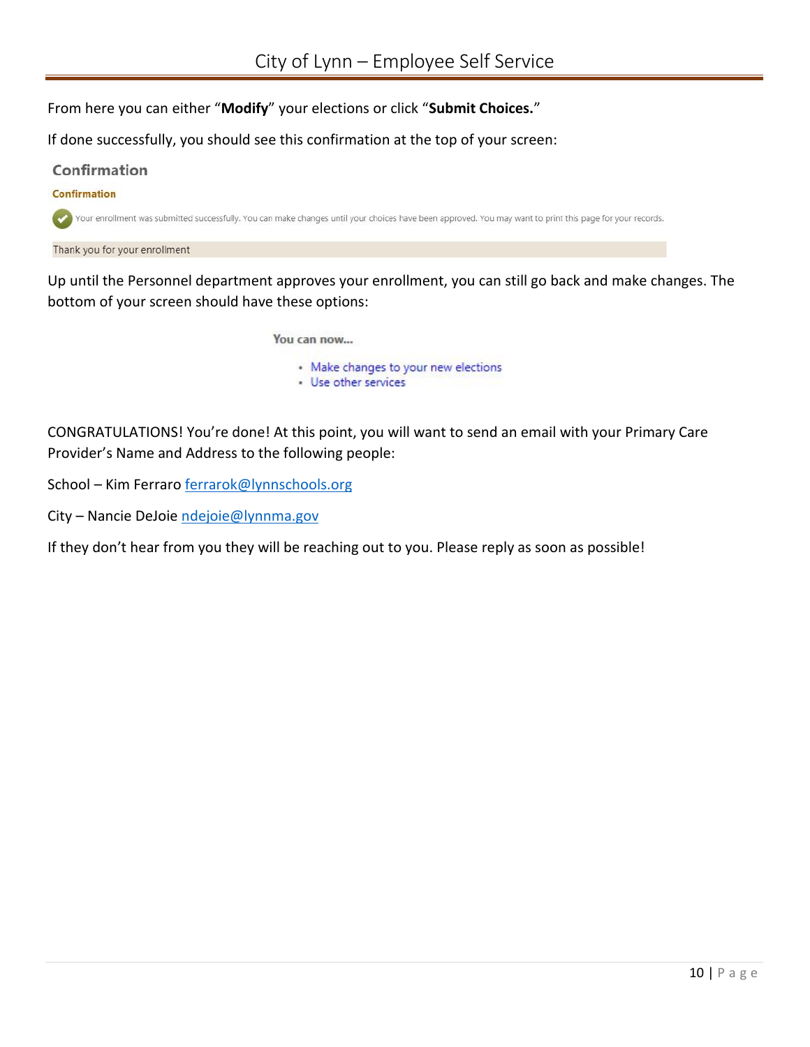From here you can either “**Modify**” your elections or click “**Submit Choices.**”

If done successfully, you should see this confirmation at the top of your screen:

Confirmation

Confirmation

Your enrollment was submitted successfully. You can make changes until your choices have been approved. You may want to print this page for your records.

Thank you for your enrollment

Up until the Personnel department approves your enrollment, you can still go back and make changes. The bottom of your screen should have these options:

You can now...

- Make changes to your new elections
- Use other services

CONGRATULATIONS! You’re done! At this point, you will want to send an email with your Primary Care Provider’s Name and Address to the following people:

School – Kim Ferraro ferrarok@lynnschools.org

City – Nancie DeJoie ndejoie@lynnma.gov

If they don’t hear from you they will be reaching out to you. Please reply as soon as possible!